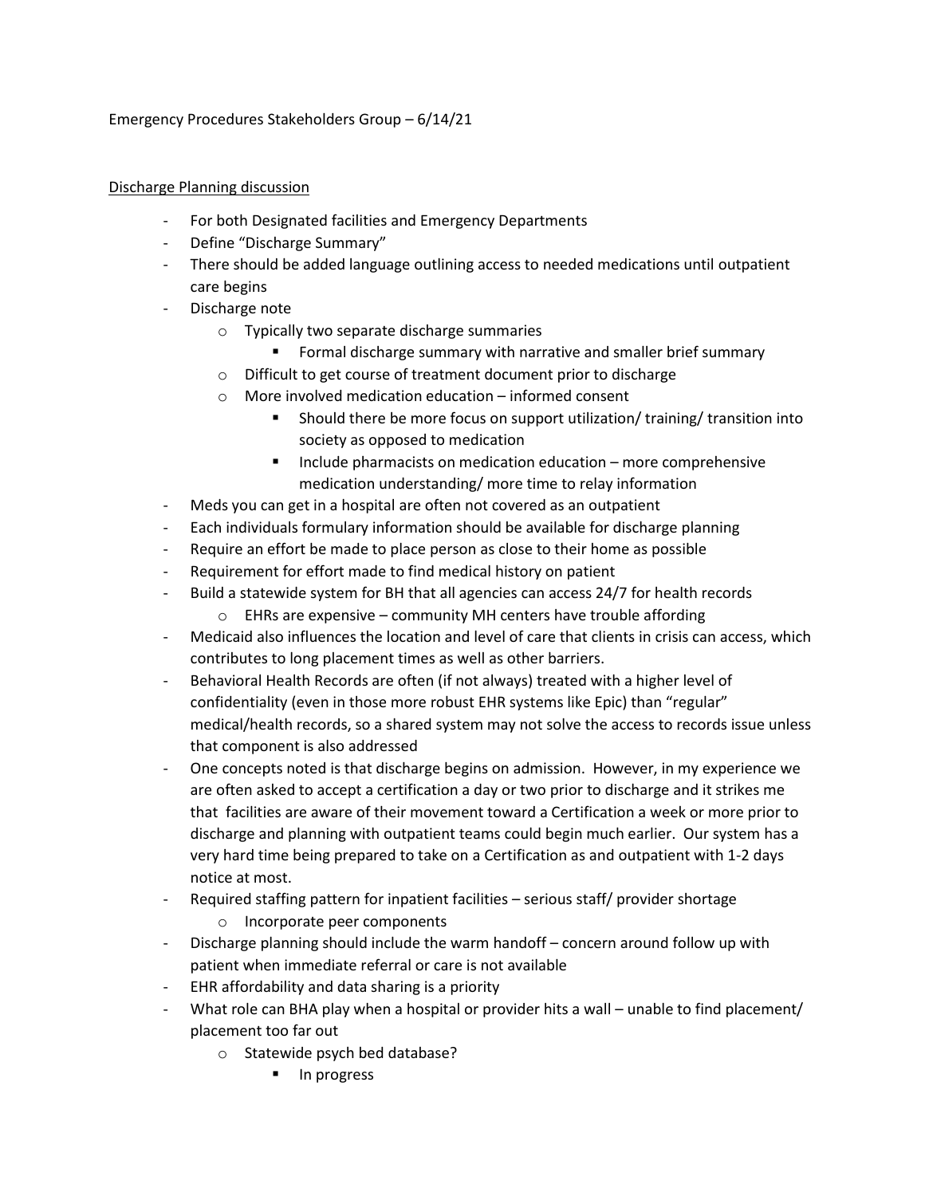Emergency Procedures Stakeholders Group – 6/14/21

Discharge Planning discussion

- For both Designated facilities and Emergency Departments
- Define "Discharge Summary"
- There should be added language outlining access to needed medications until outpatient care begins
- Discharge note
  - Typically two separate discharge summaries
    - Formal discharge summary with narrative and smaller brief summary
  - Difficult to get course of treatment document prior to discharge
  - More involved medication education – informed consent
    - Should there be more focus on support utilization/ training/ transition into society as opposed to medication
    - Include pharmacists on medication education – more comprehensive medication understanding/ more time to relay information
- Meds you can get in a hospital are often not covered as an outpatient
- Each individuals formulary information should be available for discharge planning
- Require an effort be made to place person as close to their home as possible
- Requirement for effort made to find medical history on patient
- Build a statewide system for BH that all agencies can access 24/7 for health records
  - EHRs are expensive – community MH centers have trouble affording
- Medicaid also influences the location and level of care that clients in crisis can access, which contributes to long placement times as well as other barriers.
- Behavioral Health Records are often (if not always) treated with a higher level of confidentiality (even in those more robust EHR systems like Epic) than "regular" medical/health records, so a shared system may not solve the access to records issue unless that component is also addressed
- One concepts noted is that discharge begins on admission. However, in my experience we are often asked to accept a certification a day or two prior to discharge and it strikes me that facilities are aware of their movement toward a Certification a week or more prior to discharge and planning with outpatient teams could begin much earlier. Our system has a very hard time being prepared to take on a Certification as and outpatient with 1-2 days notice at most.
- Required staffing pattern for inpatient facilities – serious staff/ provider shortage
  - Incorporate peer components
- Discharge planning should include the warm handoff – concern around follow up with patient when immediate referral or care is not available
- EHR affordability and data sharing is a priority
- What role can BHA play when a hospital or provider hits a wall – unable to find placement/ placement too far out
  - Statewide psych bed database?
    - In progress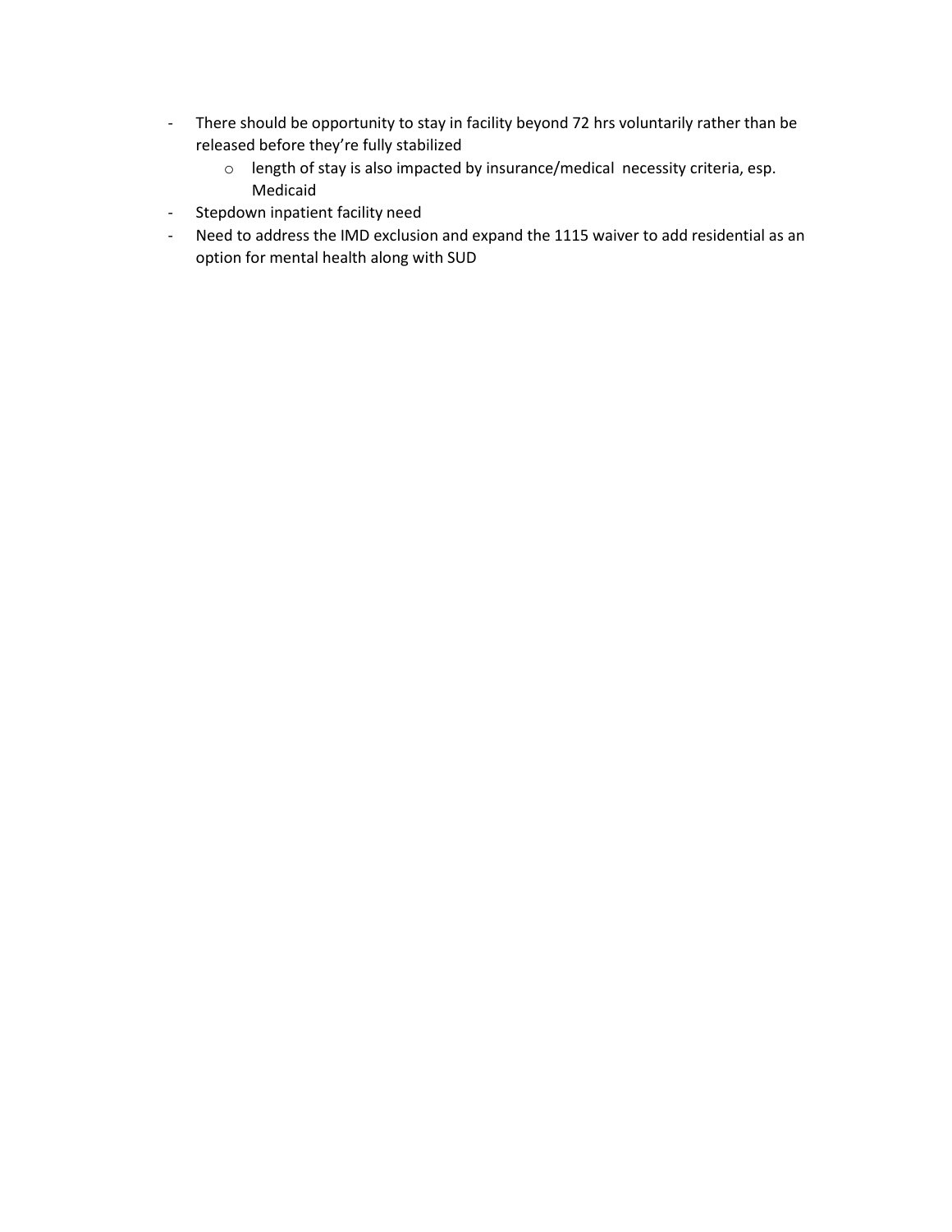- There should be opportunity to stay in facility beyond 72 hrs voluntarily rather than be released before they're fully stabilized
    - length of stay is also impacted by insurance/medical necessity criteria, esp. Medicaid
- Stepdown inpatient facility need
- Need to address the IMD exclusion and expand the 1115 waiver to add residential as an option for mental health along with SUD